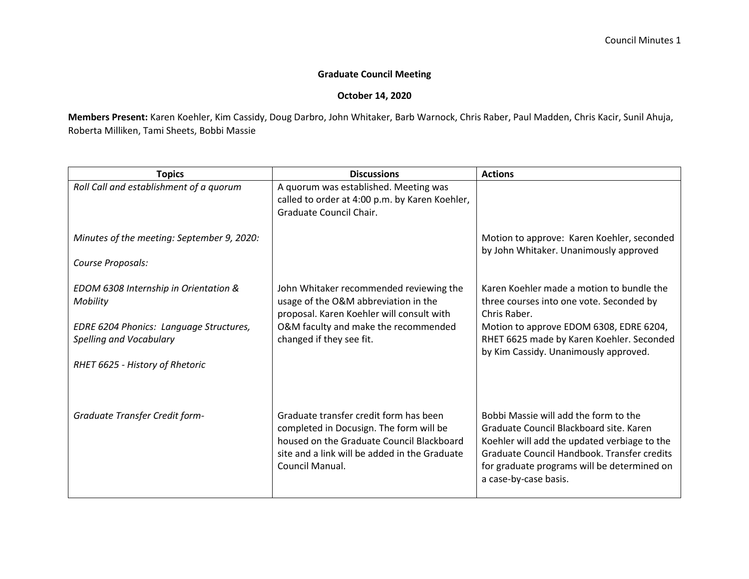**Graduate Council Meeting**

**October 14, 2020**

**Members Present:** Karen Koehler, Kim Cassidy, Doug Darbro, John Whitaker, Barb Warnock, Chris Raber, Paul Madden, Chris Kacir, Sunil Ahuja, Roberta Milliken, Tami Sheets, Bobbi Massie

| Topics | Discussions | Actions |
|---|---|---|
| *Roll Call and establishment of a quorum* | A quorum was established. Meeting was called to order at 4:00 p.m. by Karen Koehler, Graduate Council Chair. | |
| *Minutes of the meeting: September 9, 2020:* | | Motion to approve: Karen Koehler, seconded by John Whitaker. Unanimously approved |
| *Course Proposals:* | | |
| *EDOM 6308 Internship in Orientation & Mobility*<br><br>*EDRE 6204 Phonics: Language Structures, Spelling and Vocabulary*<br><br>*RHET 6625 - History of Rhetoric* | John Whitaker recommended reviewing the usage of the O&M abbreviation in the proposal. Karen Koehler will consult with O&M faculty and make the recommended changed if they see fit. | Karen Koehler made a motion to bundle the three courses into one vote. Seconded by Chris Raber.<br>Motion to approve EDOM 6308, EDRE 6204, RHET 6625 made by Karen Koehler. Seconded by Kim Cassidy. Unanimously approved. |
| *Graduate Transfer Credit form-* | Graduate transfer credit form has been completed in Docusign. The form will be housed on the Graduate Council Blackboard site and a link will be added in the Graduate Council Manual. | Bobbi Massie will add the form to the Graduate Council Blackboard site. Karen Koehler will add the updated verbiage to the Graduate Council Handbook. Transfer credits for graduate programs will be determined on a case-by-case basis. |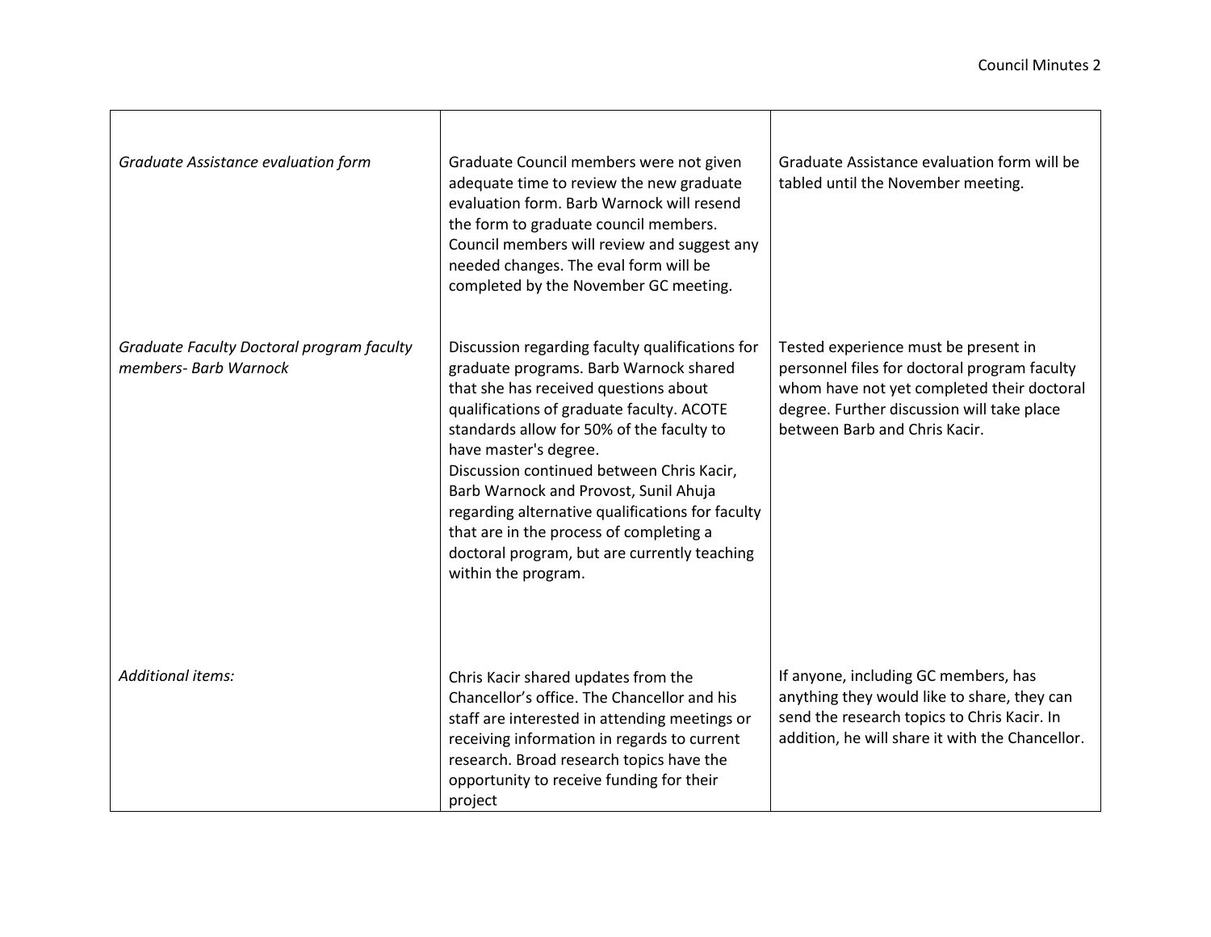| | | |
|---|---|---|
| *Graduate Assistance evaluation form* | Graduate Council members were not given adequate time to review the new graduate evaluation form. Barb Warnock will resend the form to graduate council members. Council members will review and suggest any needed changes. The eval form will be completed by the November GC meeting. | Graduate Assistance evaluation form will be tabled until the November meeting. |
| *Graduate Faculty Doctoral program faculty members- Barb Warnock* | Discussion regarding faculty qualifications for graduate programs. Barb Warnock shared that she has received questions about qualifications of graduate faculty. ACOTE standards allow for 50% of the faculty to have master's degree.<br>Discussion continued between Chris Kacir, Barb Warnock and Provost, Sunil Ahuja regarding alternative qualifications for faculty that are in the process of completing a doctoral program, but are currently teaching within the program. | Tested experience must be present in personnel files for doctoral program faculty whom have not yet completed their doctoral degree. Further discussion will take place between Barb and Chris Kacir. |
| *Additional items:* | Chris Kacir shared updates from the Chancellor's office. The Chancellor and his staff are interested in attending meetings or receiving information in regards to current research. Broad research topics have the opportunity to receive funding for their project | If anyone, including GC members, has anything they would like to share, they can send the research topics to Chris Kacir. In addition, he will share it with the Chancellor. |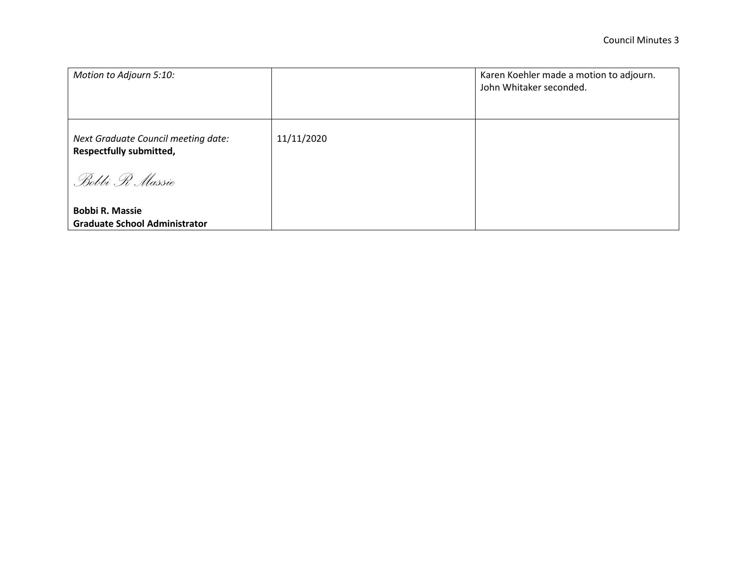| | | |
|---|---|---|
| *Motion to Adjourn 5:10:* | | Karen Koehler made a motion to adjourn. John Whitaker seconded. |
| *Next Graduate Council meeting date:* **Respectfully submitted,** *Bobbi R Massie* **Bobbi R. Massie** **Graduate School Administrator** | 11/11/2020 | |